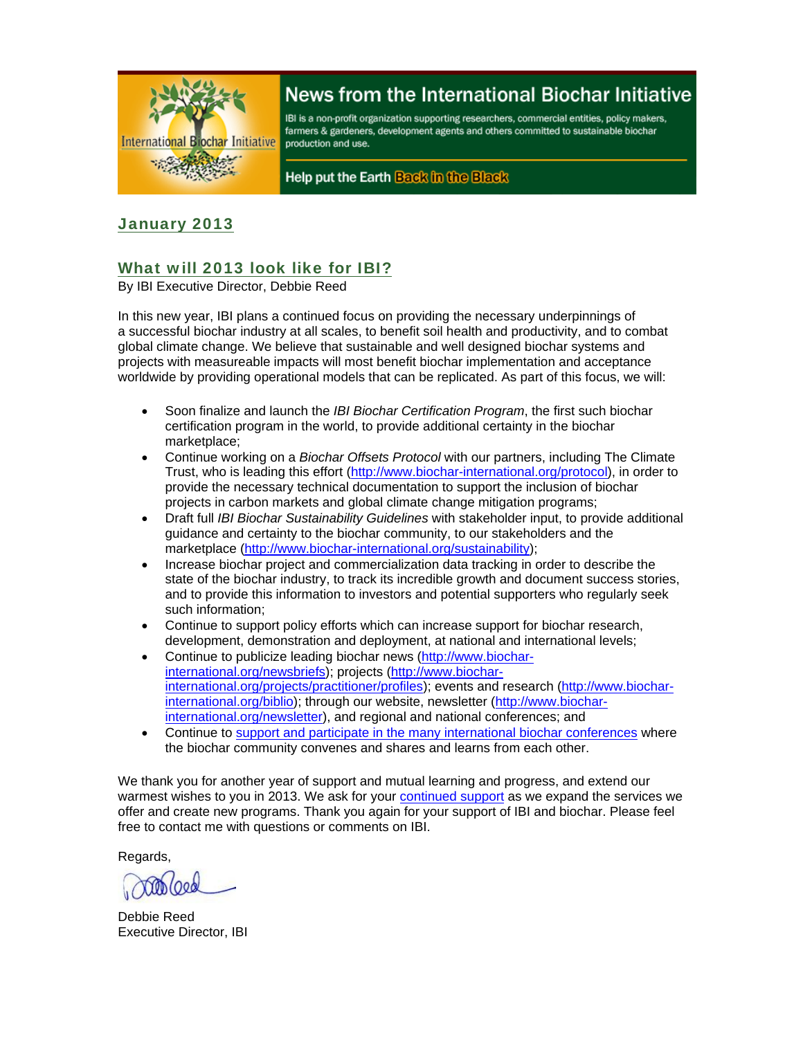# News from the International Biochar Initiative

IBI is a non-profit organization supporting researchers, commercial entities, policy makers, farmers & gardeners, development agents and others committed to sustainable biochar production and use.

Help put the Earth Back in the Black

## January 2013

## What will 2013 look like for IBI?

By IBI Executive Director, Debbie Reed

In this new year, IBI plans a continued focus on providing the necessary underpinnings of a successful biochar industry at all scales, to benefit soil health and productivity, and to combat global climate change. We believe that sustainable and well designed biochar systems and projects with measureable impacts will most benefit biochar implementation and acceptance worldwide by providing operational models that can be replicated. As part of this focus, we will:

- Soon finalize and launch the *IBI Biochar Certification Program*, the first such biochar certification program in the world, to provide additional certainty in the biochar marketplace;
- Continue working on a *Biochar Offsets Protocol* with our partners, including The Climate Trust, who is leading this effort (http://www.biochar-international.org/protocol), in order to provide the necessary technical documentation to support the inclusion of biochar projects in carbon markets and global climate change mitigation programs;
- Draft full *IBI Biochar Sustainability Guidelines* with stakeholder input, to provide additional guidance and certainty to the biochar community, to our stakeholders and the marketplace (http://www.biochar-international.org/sustainability);
- Increase biochar project and commercialization data tracking in order to describe the state of the biochar industry, to track its incredible growth and document success stories, and to provide this information to investors and potential supporters who regularly seek such information;
- Continue to support policy efforts which can increase support for biochar research, development, demonstration and deployment, at national and international levels;
- Continue to publicize leading biochar news (http://www.biochar-international.org/newsbriefs); projects (http://www.biochar-international.org/projects/practitioner/profiles); events and research (http://www.biochar-international.org/biblio); through our website, newsletter (http://www.biochar-international.org/newsletter), and regional and national conferences; and
- Continue to support and participate in the many international biochar conferences where the biochar community convenes and shares and learns from each other.

We thank you for another year of support and mutual learning and progress, and extend our warmest wishes to you in 2013. We ask for your continued support as we expand the services we offer and create new programs. Thank you again for your support of IBI and biochar. Please feel free to contact me with questions or comments on IBI.

Regards,

Debbie Reed
Executive Director, IBI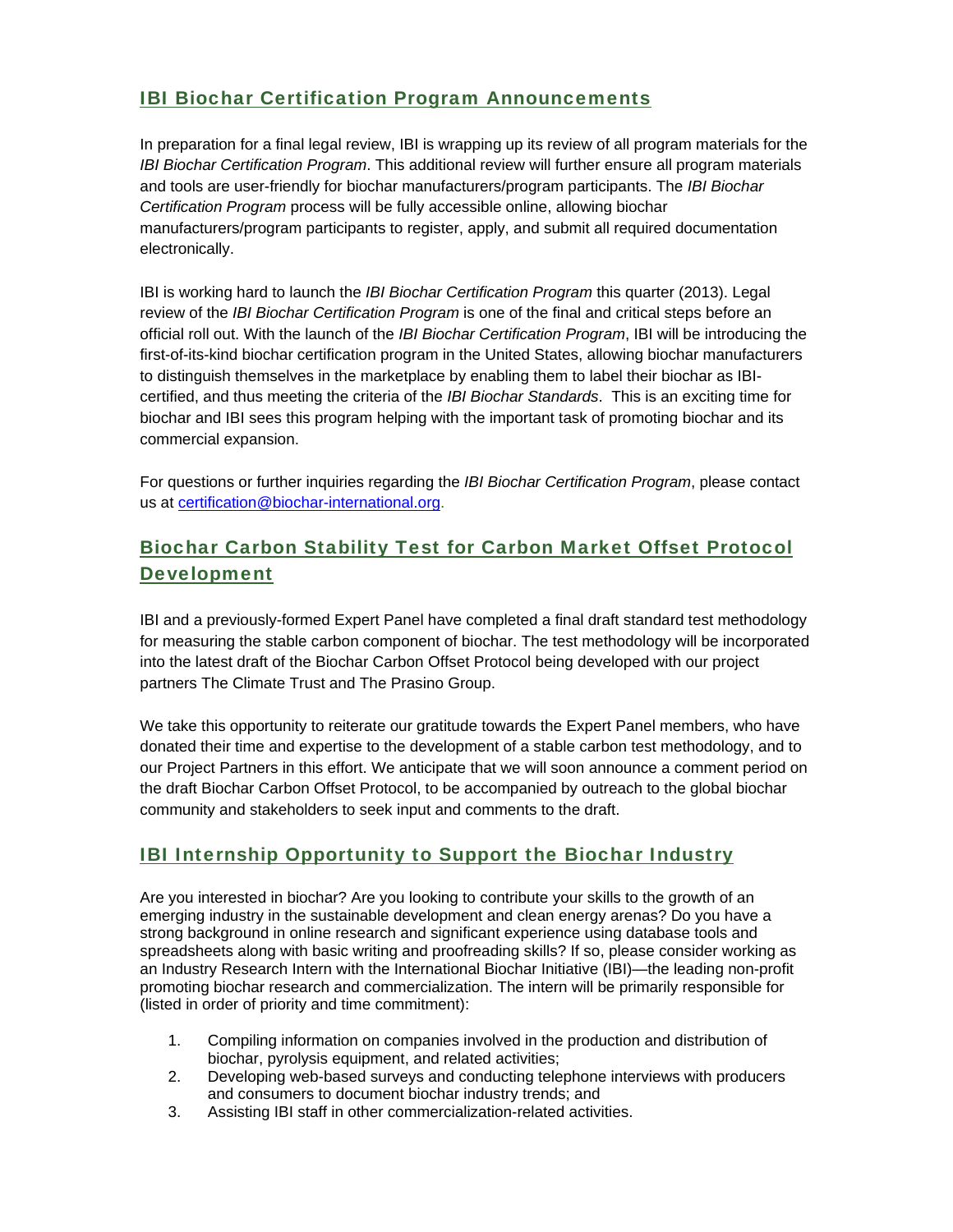## IBI Biochar Certification Program Announcements

In preparation for a final legal review, IBI is wrapping up its review of all program materials for the *IBI Biochar Certification Program*. This additional review will further ensure all program materials and tools are user-friendly for biochar manufacturers/program participants. The *IBI Biochar Certification Program* process will be fully accessible online, allowing biochar manufacturers/program participants to register, apply, and submit all required documentation electronically.

IBI is working hard to launch the *IBI Biochar Certification Program* this quarter (2013). Legal review of the *IBI Biochar Certification Program* is one of the final and critical steps before an official roll out. With the launch of the *IBI Biochar Certification Program*, IBI will be introducing the first-of-its-kind biochar certification program in the United States, allowing biochar manufacturers to distinguish themselves in the marketplace by enabling them to label their biochar as IBI-certified, and thus meeting the criteria of the *IBI Biochar Standards*. This is an exciting time for biochar and IBI sees this program helping with the important task of promoting biochar and its commercial expansion.

For questions or further inquiries regarding the *IBI Biochar Certification Program*, please contact us at [certification@biochar-international.org](mailto:certification@biochar-international.org).

## Biochar Carbon Stability Test for Carbon Market Offset Protocol Development

IBI and a previously-formed Expert Panel have completed a final draft standard test methodology for measuring the stable carbon component of biochar. The test methodology will be incorporated into the latest draft of the Biochar Carbon Offset Protocol being developed with our project partners The Climate Trust and The Prasino Group.

We take this opportunity to reiterate our gratitude towards the Expert Panel members, who have donated their time and expertise to the development of a stable carbon test methodology, and to our Project Partners in this effort. We anticipate that we will soon announce a comment period on the draft Biochar Carbon Offset Protocol, to be accompanied by outreach to the global biochar community and stakeholders to seek input and comments to the draft.

## IBI Internship Opportunity to Support the Biochar Industry

Are you interested in biochar? Are you looking to contribute your skills to the growth of an emerging industry in the sustainable development and clean energy arenas? Do you have a strong background in online research and significant experience using database tools and spreadsheets along with basic writing and proofreading skills? If so, please consider working as an Industry Research Intern with the International Biochar Initiative (IBI)—the leading non-profit promoting biochar research and commercialization. The intern will be primarily responsible for (listed in order of priority and time commitment):

1. Compiling information on companies involved in the production and distribution of biochar, pyrolysis equipment, and related activities;
2. Developing web-based surveys and conducting telephone interviews with producers and consumers to document biochar industry trends; and
3. Assisting IBI staff in other commercialization-related activities.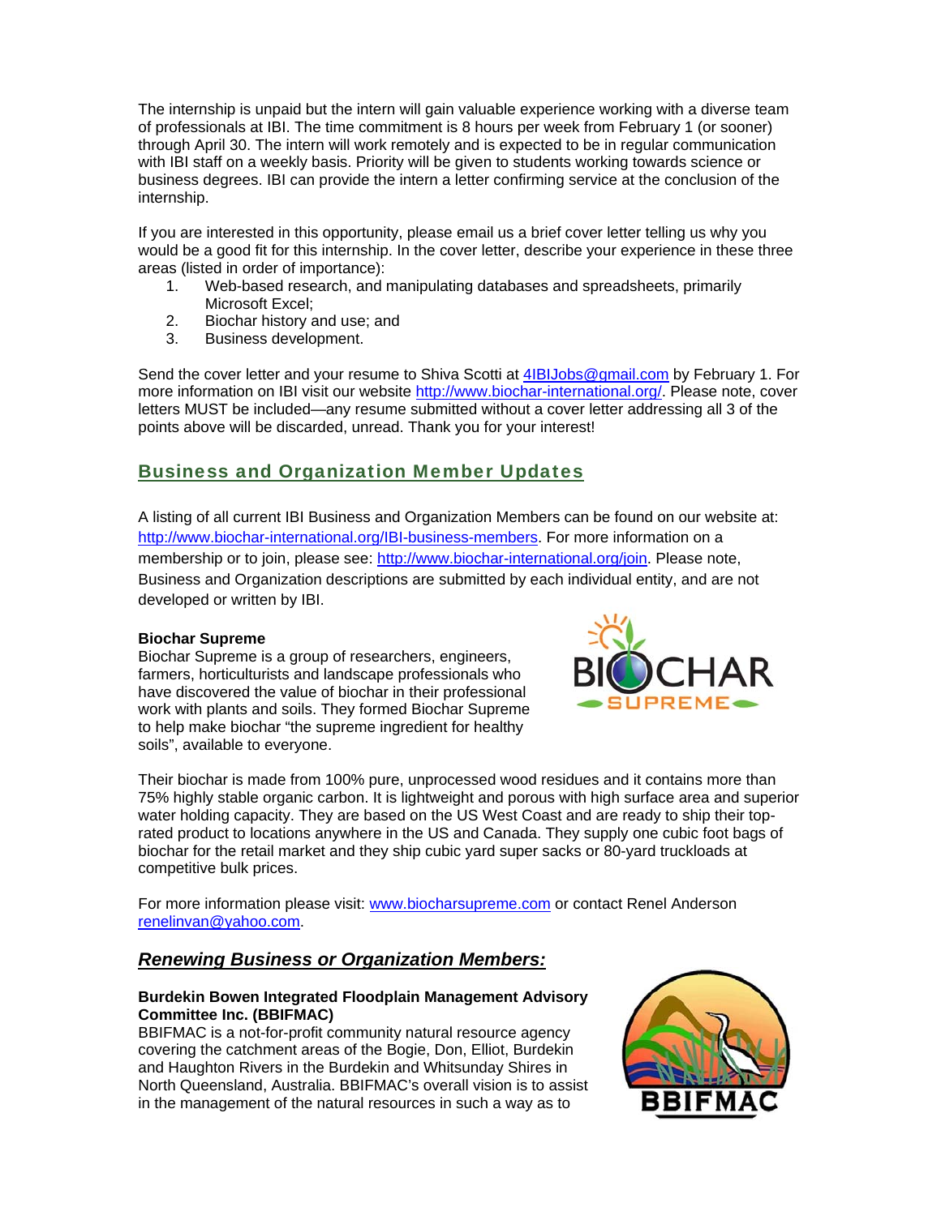The internship is unpaid but the intern will gain valuable experience working with a diverse team of professionals at IBI. The time commitment is 8 hours per week from February 1 (or sooner) through April 30. The intern will work remotely and is expected to be in regular communication with IBI staff on a weekly basis. Priority will be given to students working towards science or business degrees. IBI can provide the intern a letter confirming service at the conclusion of the internship.

If you are interested in this opportunity, please email us a brief cover letter telling us why you would be a good fit for this internship. In the cover letter, describe your experience in these three areas (listed in order of importance):

1. Web-based research, and manipulating databases and spreadsheets, primarily Microsoft Excel;
2. Biochar history and use; and
3. Business development.

Send the cover letter and your resume to Shiva Scotti at 4IBIJobs@gmail.com by February 1. For more information on IBI visit our website http://www.biochar-international.org/. Please note, cover letters MUST be included—any resume submitted without a cover letter addressing all 3 of the points above will be discarded, unread. Thank you for your interest!

## Business and Organization Member Updates

A listing of all current IBI Business and Organization Members can be found on our website at: http://www.biochar-international.org/IBI-business-members. For more information on a membership or to join, please see: http://www.biochar-international.org/join. Please note, Business and Organization descriptions are submitted by each individual entity, and are not developed or written by IBI.

**Biochar Supreme**

Biochar Supreme is a group of researchers, engineers, farmers, horticulturists and landscape professionals who have discovered the value of biochar in their professional work with plants and soils. They formed Biochar Supreme to help make biochar "the supreme ingredient for healthy soils", available to everyone.

Their biochar is made from 100% pure, unprocessed wood residues and it contains more than 75% highly stable organic carbon. It is lightweight and porous with high surface area and superior water holding capacity. They are based on the US West Coast and are ready to ship their top-rated product to locations anywhere in the US and Canada. They supply one cubic foot bags of biochar for the retail market and they ship cubic yard super sacks or 80-yard truckloads at competitive bulk prices.

For more information please visit: www.biocharsupreme.com or contact Renel Anderson renelinvan@yahoo.com.

### *Renewing Business or Organization Members:*

**Burdekin Bowen Integrated Floodplain Management Advisory Committee Inc. (BBIFMAC)**

BBIFMAC is a not-for-profit community natural resource agency covering the catchment areas of the Bogie, Don, Elliot, Burdekin and Haughton Rivers in the Burdekin and Whitsunday Shires in North Queensland, Australia. BBIFMAC's overall vision is to assist in the management of the natural resources in such a way as to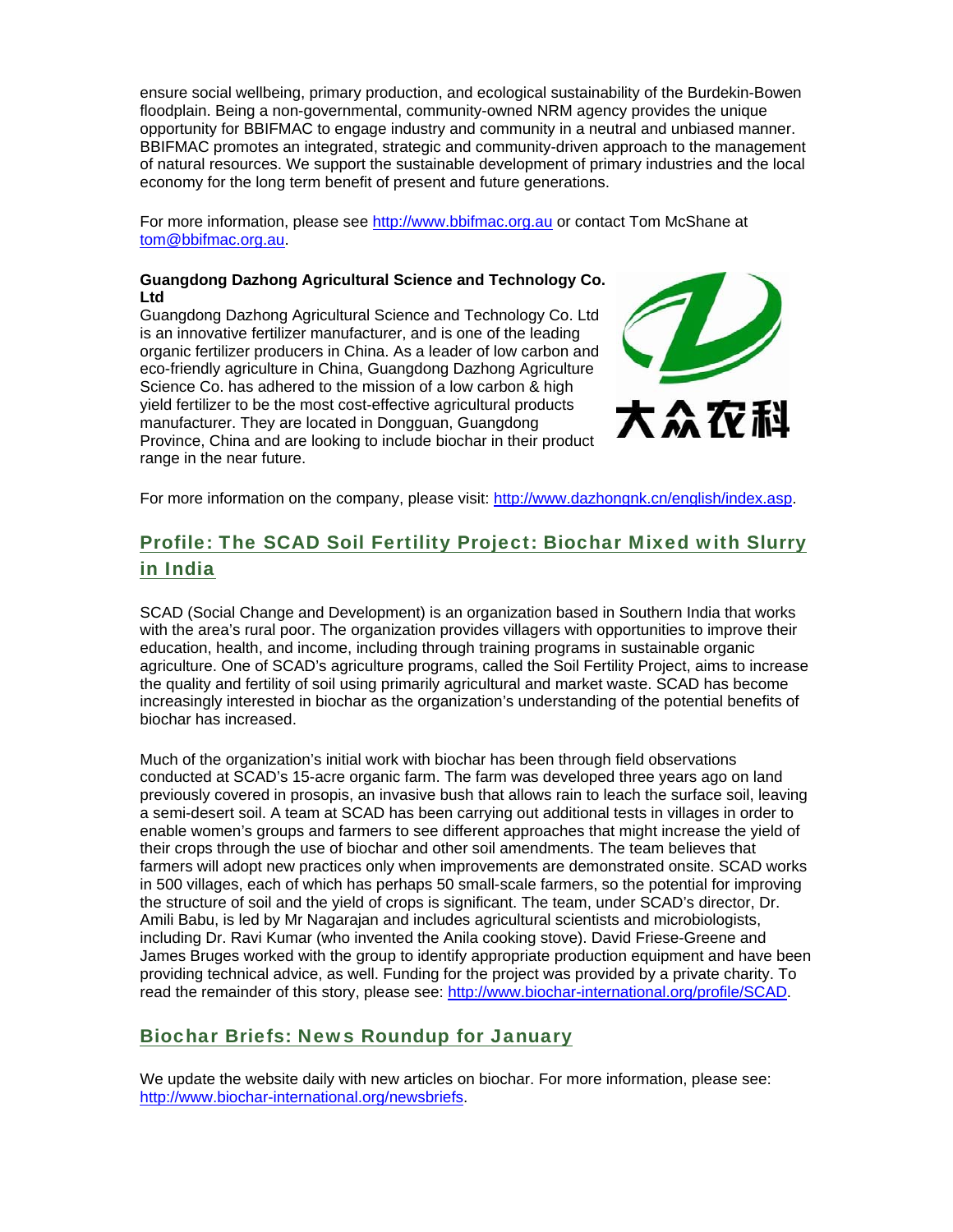ensure social wellbeing, primary production, and ecological sustainability of the Burdekin-Bowen floodplain. Being a non-governmental, community-owned NRM agency provides the unique opportunity for BBIFMAC to engage industry and community in a neutral and unbiased manner. BBIFMAC promotes an integrated, strategic and community-driven approach to the management of natural resources. We support the sustainable development of primary industries and the local economy for the long term benefit of present and future generations.

For more information, please see http://www.bbifmac.org.au or contact Tom McShane at tom@bbifmac.org.au.

**Guangdong Dazhong Agricultural Science and Technology Co. Ltd**

Guangdong Dazhong Agricultural Science and Technology Co. Ltd is an innovative fertilizer manufacturer, and is one of the leading organic fertilizer producers in China. As a leader of low carbon and eco-friendly agriculture in China, Guangdong Dazhong Agriculture Science Co. has adhered to the mission of a low carbon & high yield fertilizer to be the most cost-effective agricultural products manufacturer. They are located in Dongguan, Guangdong Province, China and are looking to include biochar in their product range in the near future.

大众农科

For more information on the company, please visit: http://www.dazhongnk.cn/english/index.asp.

## Profile: The SCAD Soil Fertility Project: Biochar Mixed with Slurry in India

SCAD (Social Change and Development) is an organization based in Southern India that works with the area's rural poor. The organization provides villagers with opportunities to improve their education, health, and income, including through training programs in sustainable organic agriculture. One of SCAD's agriculture programs, called the Soil Fertility Project, aims to increase the quality and fertility of soil using primarily agricultural and market waste. SCAD has become increasingly interested in biochar as the organization's understanding of the potential benefits of biochar has increased.

Much of the organization's initial work with biochar has been through field observations conducted at SCAD's 15-acre organic farm. The farm was developed three years ago on land previously covered in prosopis, an invasive bush that allows rain to leach the surface soil, leaving a semi-desert soil. A team at SCAD has been carrying out additional tests in villages in order to enable women's groups and farmers to see different approaches that might increase the yield of their crops through the use of biochar and other soil amendments. The team believes that farmers will adopt new practices only when improvements are demonstrated onsite. SCAD works in 500 villages, each of which has perhaps 50 small-scale farmers, so the potential for improving the structure of soil and the yield of crops is significant. The team, under SCAD's director, Dr. Amili Babu, is led by Mr Nagarajan and includes agricultural scientists and microbiologists, including Dr. Ravi Kumar (who invented the Anila cooking stove). David Friese-Greene and James Bruges worked with the group to identify appropriate production equipment and have been providing technical advice, as well. Funding for the project was provided by a private charity. To read the remainder of this story, please see: http://www.biochar-international.org/profile/SCAD.

## Biochar Briefs: News Roundup for January

We update the website daily with new articles on biochar. For more information, please see: http://www.biochar-international.org/newsbriefs.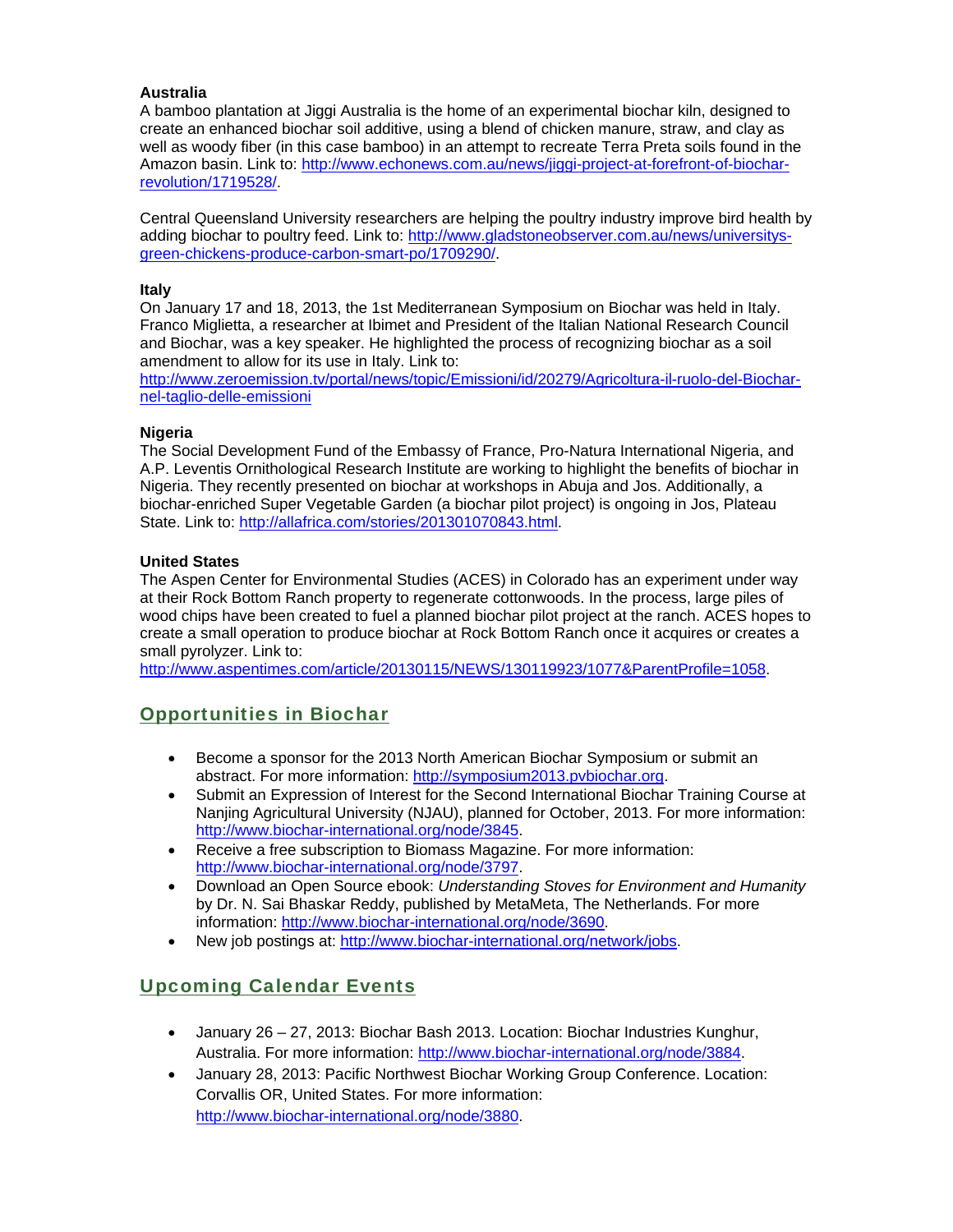### Australia

A bamboo plantation at Jiggi Australia is the home of an experimental biochar kiln, designed to create an enhanced biochar soil additive, using a blend of chicken manure, straw, and clay as well as woody fiber (in this case bamboo) in an attempt to recreate Terra Preta soils found in the Amazon basin. Link to: http://www.echonews.com.au/news/jiggi-project-at-forefront-of-biochar-revolution/1719528/.

Central Queensland University researchers are helping the poultry industry improve bird health by adding biochar to poultry feed. Link to: http://www.gladstoneobserver.com.au/news/universitys-green-chickens-produce-carbon-smart-po/1709290/.

### Italy

On January 17 and 18, 2013, the 1st Mediterranean Symposium on Biochar was held in Italy. Franco Miglietta, a researcher at Ibimet and President of the Italian National Research Council and Biochar, was a key speaker. He highlighted the process of recognizing biochar as a soil amendment to allow for its use in Italy. Link to: http://www.zeroemission.tv/portal/news/topic/Emissioni/id/20279/Agricoltura-il-ruolo-del-Biochar-nel-taglio-delle-emissioni

### Nigeria

The Social Development Fund of the Embassy of France, Pro-Natura International Nigeria, and A.P. Leventis Ornithological Research Institute are working to highlight the benefits of biochar in Nigeria. They recently presented on biochar at workshops in Abuja and Jos. Additionally, a biochar-enriched Super Vegetable Garden (a biochar pilot project) is ongoing in Jos, Plateau State. Link to: http://allafrica.com/stories/201301070843.html.

### United States

The Aspen Center for Environmental Studies (ACES) in Colorado has an experiment under way at their Rock Bottom Ranch property to regenerate cottonwoods. In the process, large piles of wood chips have been created to fuel a planned biochar pilot project at the ranch. ACES hopes to create a small operation to produce biochar at Rock Bottom Ranch once it acquires or creates a small pyrolyzer. Link to: http://www.aspentimes.com/article/20130115/NEWS/130119923/1077&ParentProfile=1058.

## Opportunities in Biochar

- Become a sponsor for the 2013 North American Biochar Symposium or submit an abstract. For more information: http://symposium2013.pvbiochar.org.
- Submit an Expression of Interest for the Second International Biochar Training Course at Nanjing Agricultural University (NJAU), planned for October, 2013. For more information: http://www.biochar-international.org/node/3845.
- Receive a free subscription to Biomass Magazine. For more information: http://www.biochar-international.org/node/3797.
- Download an Open Source ebook: *Understanding Stoves for Environment and Humanity* by Dr. N. Sai Bhaskar Reddy, published by MetaMeta, The Netherlands. For more information: http://www.biochar-international.org/node/3690.
- New job postings at: http://www.biochar-international.org/network/jobs.

## Upcoming Calendar Events

- January 26 – 27, 2013: Biochar Bash 2013. Location: Biochar Industries Kunghur, Australia. For more information: http://www.biochar-international.org/node/3884.
- January 28, 2013: Pacific Northwest Biochar Working Group Conference. Location: Corvallis OR, United States. For more information: http://www.biochar-international.org/node/3880.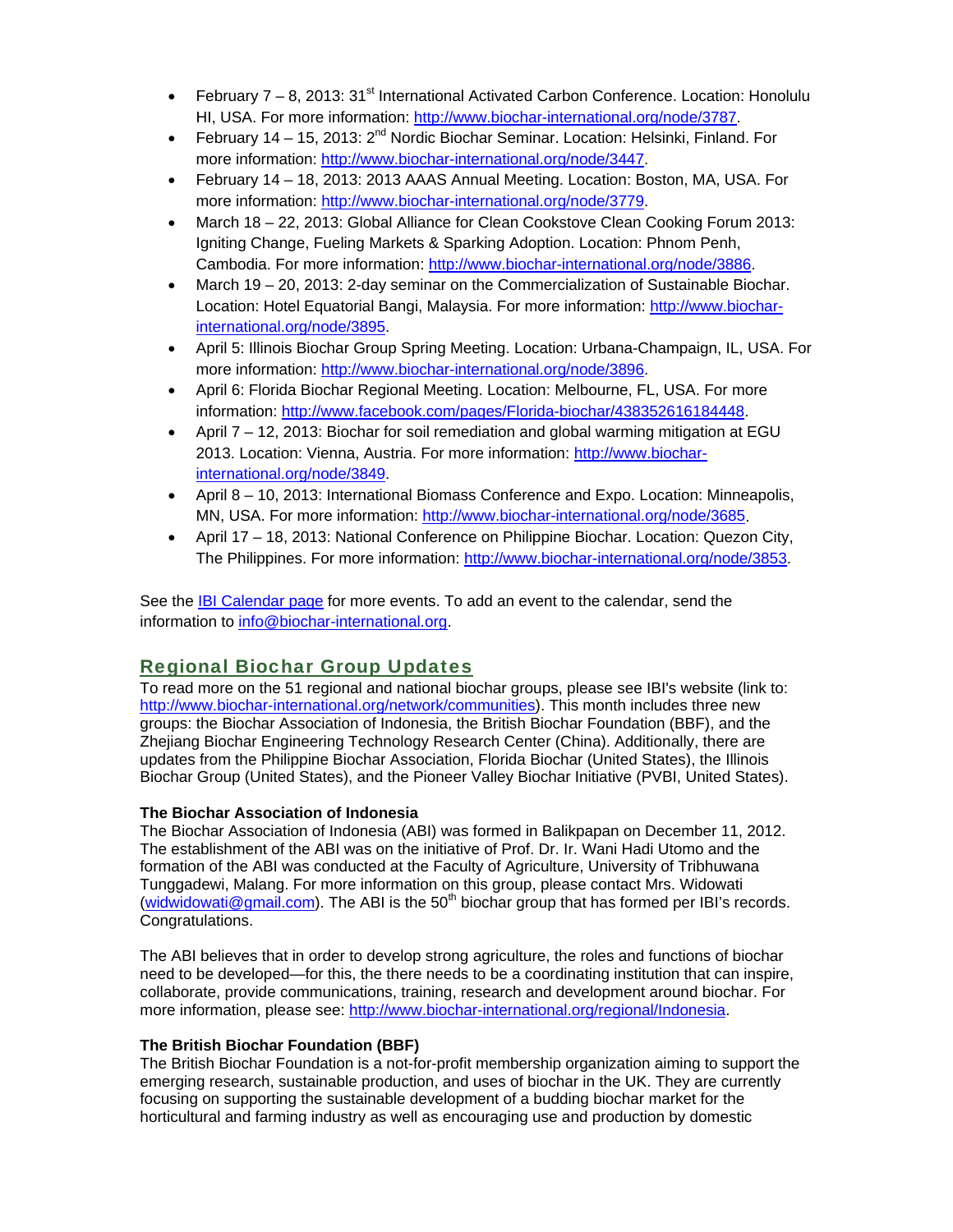- February 7 – 8, 2013: 31st International Activated Carbon Conference. Location: Honolulu HI, USA. For more information: http://www.biochar-international.org/node/3787.
- February 14 – 15, 2013: 2nd Nordic Biochar Seminar. Location: Helsinki, Finland. For more information: http://www.biochar-international.org/node/3447.
- February 14 – 18, 2013: 2013 AAAS Annual Meeting. Location: Boston, MA, USA. For more information: http://www.biochar-international.org/node/3779.
- March 18 – 22, 2013: Global Alliance for Clean Cookstove Clean Cooking Forum 2013: Igniting Change, Fueling Markets & Sparking Adoption. Location: Phnom Penh, Cambodia. For more information: http://www.biochar-international.org/node/3886.
- March 19 – 20, 2013: 2-day seminar on the Commercialization of Sustainable Biochar. Location: Hotel Equatorial Bangi, Malaysia. For more information: http://www.biochar-international.org/node/3895.
- April 5: Illinois Biochar Group Spring Meeting. Location: Urbana-Champaign, IL, USA. For more information: http://www.biochar-international.org/node/3896.
- April 6: Florida Biochar Regional Meeting. Location: Melbourne, FL, USA. For more information: http://www.facebook.com/pages/Florida-biochar/438352616184448.
- April 7 – 12, 2013: Biochar for soil remediation and global warming mitigation at EGU 2013. Location: Vienna, Austria. For more information: http://www.biochar-international.org/node/3849.
- April 8 – 10, 2013: International Biomass Conference and Expo. Location: Minneapolis, MN, USA. For more information: http://www.biochar-international.org/node/3685.
- April 17 – 18, 2013: National Conference on Philippine Biochar. Location: Quezon City, The Philippines. For more information: http://www.biochar-international.org/node/3853.

See the IBI Calendar page for more events. To add an event to the calendar, send the information to info@biochar-international.org.

## Regional Biochar Group Updates

To read more on the 51 regional and national biochar groups, please see IBI's website (link to: http://www.biochar-international.org/network/communities). This month includes three new groups: the Biochar Association of Indonesia, the British Biochar Foundation (BBF), and the Zhejiang Biochar Engineering Technology Research Center (China). Additionally, there are updates from the Philippine Biochar Association, Florida Biochar (United States), the Illinois Biochar Group (United States), and the Pioneer Valley Biochar Initiative (PVBI, United States).

**The Biochar Association of Indonesia**

The Biochar Association of Indonesia (ABI) was formed in Balikpapan on December 11, 2012. The establishment of the ABI was on the initiative of Prof. Dr. Ir. Wani Hadi Utomo and the formation of the ABI was conducted at the Faculty of Agriculture, University of Tribhuwana Tunggadewi, Malang. For more information on this group, please contact Mrs. Widowati (widwidowati@gmail.com). The ABI is the 50th biochar group that has formed per IBI's records. Congratulations.

The ABI believes that in order to develop strong agriculture, the roles and functions of biochar need to be developed—for this, the there needs to be a coordinating institution that can inspire, collaborate, provide communications, training, research and development around biochar. For more information, please see: http://www.biochar-international.org/regional/Indonesia.

**The British Biochar Foundation (BBF)**

The British Biochar Foundation is a not-for-profit membership organization aiming to support the emerging research, sustainable production, and uses of biochar in the UK. They are currently focusing on supporting the sustainable development of a budding biochar market for the horticultural and farming industry as well as encouraging use and production by domestic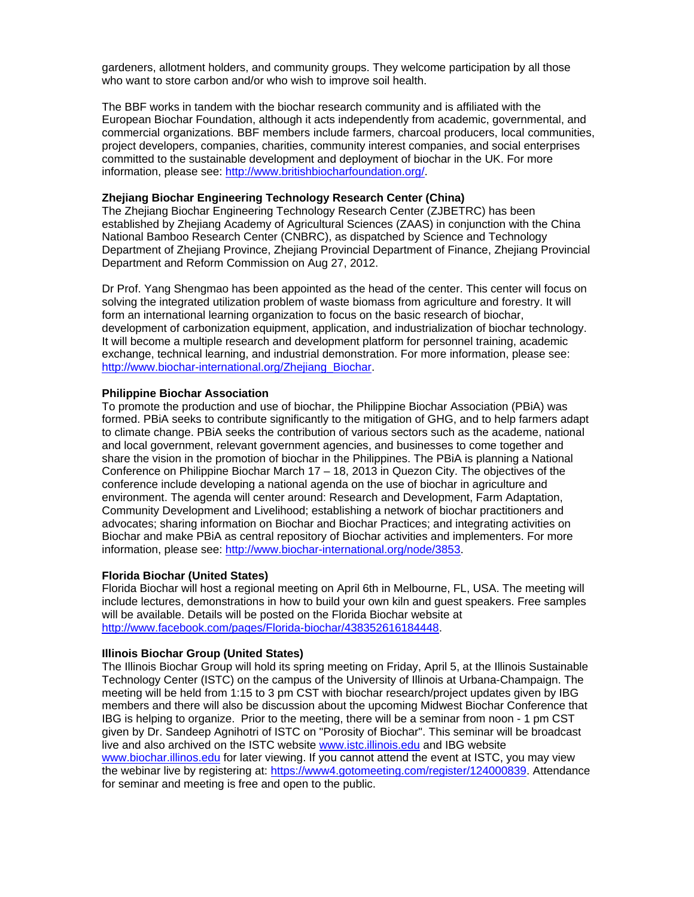gardeners, allotment holders, and community groups. They welcome participation by all those who want to store carbon and/or who wish to improve soil health.

The BBF works in tandem with the biochar research community and is affiliated with the European Biochar Foundation, although it acts independently from academic, governmental, and commercial organizations. BBF members include farmers, charcoal producers, local communities, project developers, companies, charities, community interest companies, and social enterprises committed to the sustainable development and deployment of biochar in the UK. For more information, please see: http://www.britishbiocharfoundation.org/.

**Zhejiang Biochar Engineering Technology Research Center (China)**

The Zhejiang Biochar Engineering Technology Research Center (ZJBETRC) has been established by Zhejiang Academy of Agricultural Sciences (ZAAS) in conjunction with the China National Bamboo Research Center (CNBRC), as dispatched by Science and Technology Department of Zhejiang Province, Zhejiang Provincial Department of Finance, Zhejiang Provincial Department and Reform Commission on Aug 27, 2012.

Dr Prof. Yang Shengmao has been appointed as the head of the center. This center will focus on solving the integrated utilization problem of waste biomass from agriculture and forestry. It will form an international learning organization to focus on the basic research of biochar, development of carbonization equipment, application, and industrialization of biochar technology. It will become a multiple research and development platform for personnel training, academic exchange, technical learning, and industrial demonstration. For more information, please see: http://www.biochar-international.org/Zhejiang_Biochar.

**Philippine Biochar Association**

To promote the production and use of biochar, the Philippine Biochar Association (PBiA) was formed. PBiA seeks to contribute significantly to the mitigation of GHG, and to help farmers adapt to climate change. PBiA seeks the contribution of various sectors such as the academe, national and local government, relevant government agencies, and businesses to come together and share the vision in the promotion of biochar in the Philippines. The PBiA is planning a National Conference on Philippine Biochar March 17 – 18, 2013 in Quezon City. The objectives of the conference include developing a national agenda on the use of biochar in agriculture and environment. The agenda will center around: Research and Development, Farm Adaptation, Community Development and Livelihood; establishing a network of biochar practitioners and advocates; sharing information on Biochar and Biochar Practices; and integrating activities on Biochar and make PBiA as central repository of Biochar activities and implementers. For more information, please see: http://www.biochar-international.org/node/3853.

**Florida Biochar (United States)**

Florida Biochar will host a regional meeting on April 6th in Melbourne, FL, USA. The meeting will include lectures, demonstrations in how to build your own kiln and guest speakers. Free samples will be available. Details will be posted on the Florida Biochar website at http://www.facebook.com/pages/Florida-biochar/438352616184448.

**Illinois Biochar Group (United States)**

The Illinois Biochar Group will hold its spring meeting on Friday, April 5, at the Illinois Sustainable Technology Center (ISTC) on the campus of the University of Illinois at Urbana-Champaign. The meeting will be held from 1:15 to 3 pm CST with biochar research/project updates given by IBG members and there will also be discussion about the upcoming Midwest Biochar Conference that IBG is helping to organize. Prior to the meeting, there will be a seminar from noon - 1 pm CST given by Dr. Sandeep Agnihotri of ISTC on "Porosity of Biochar". This seminar will be broadcast live and also archived on the ISTC website www.istc.illinois.edu and IBG website www.biochar.illinos.edu for later viewing. If you cannot attend the event at ISTC, you may view the webinar live by registering at: https://www4.gotomeeting.com/register/124000839. Attendance for seminar and meeting is free and open to the public.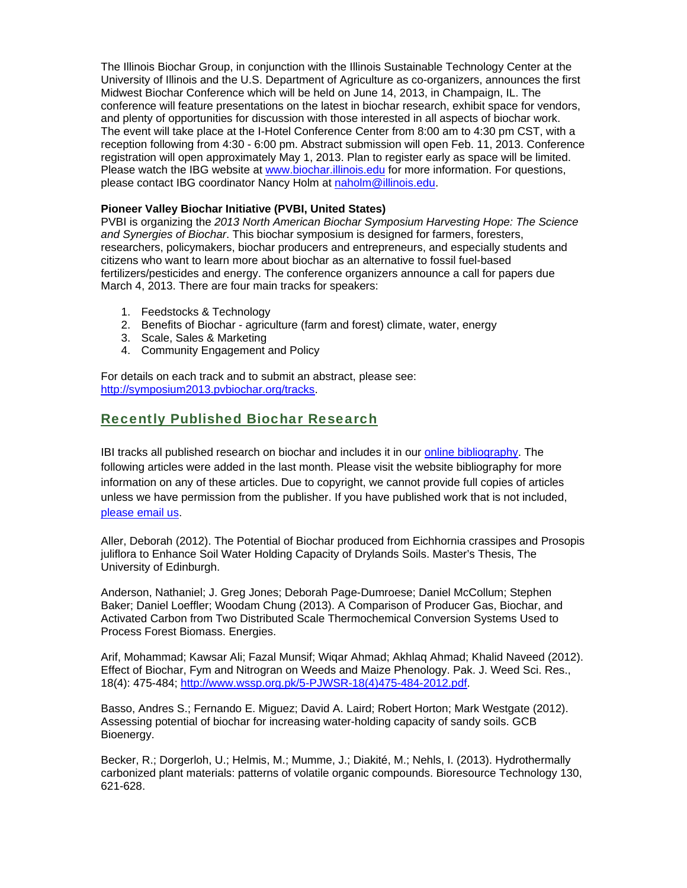The Illinois Biochar Group, in conjunction with the Illinois Sustainable Technology Center at the University of Illinois and the U.S. Department of Agriculture as co-organizers, announces the first Midwest Biochar Conference which will be held on June 14, 2013, in Champaign, IL. The conference will feature presentations on the latest in biochar research, exhibit space for vendors, and plenty of opportunities for discussion with those interested in all aspects of biochar work. The event will take place at the I-Hotel Conference Center from 8:00 am to 4:30 pm CST, with a reception following from 4:30 - 6:00 pm. Abstract submission will open Feb. 11, 2013. Conference registration will open approximately May 1, 2013. Plan to register early as space will be limited. Please watch the IBG website at [www.biochar.illinois.edu](www.biochar.illinois.edu) for more information. For questions, please contact IBG coordinator Nancy Holm at [naholm@illinois.edu](mailto:naholm@illinois.edu).

**Pioneer Valley Biochar Initiative (PVBI, United States)**
PVBI is organizing the *2013 North American Biochar Symposium Harvesting Hope: The Science and Synergies of Biochar*. This biochar symposium is designed for farmers, foresters, researchers, policymakers, biochar producers and entrepreneurs, and especially students and citizens who want to learn more about biochar as an alternative to fossil fuel-based fertilizers/pesticides and energy. The conference organizers announce a call for papers due March 4, 2013. There are four main tracks for speakers:

1. Feedstocks & Technology
2. Benefits of Biochar - agriculture (farm and forest) climate, water, energy
3. Scale, Sales & Marketing
4. Community Engagement and Policy

For details on each track and to submit an abstract, please see: [http://symposium2013.pvbiochar.org/tracks](http://symposium2013.pvbiochar.org/tracks).

## Recently Published Biochar Research

IBI tracks all published research on biochar and includes it in our online bibliography. The following articles were added in the last month. Please visit the website bibliography for more information on any of these articles. Due to copyright, we cannot provide full copies of articles unless we have permission from the publisher. If you have published work that is not included, please email us.

Aller, Deborah (2012). The Potential of Biochar produced from Eichhornia crassipes and Prosopis juliflora to Enhance Soil Water Holding Capacity of Drylands Soils. Master's Thesis, The University of Edinburgh.

Anderson, Nathaniel; J. Greg Jones; Deborah Page-Dumroese; Daniel McCollum; Stephen Baker; Daniel Loeffler; Woodam Chung (2013). A Comparison of Producer Gas, Biochar, and Activated Carbon from Two Distributed Scale Thermochemical Conversion Systems Used to Process Forest Biomass. Energies.

Arif, Mohammad; Kawsar Ali; Fazal Munsif; Wiqar Ahmad; Akhlaq Ahmad; Khalid Naveed (2012). Effect of Biochar, Fym and Nitrogran on Weeds and Maize Phenology. Pak. J. Weed Sci. Res., 18(4): 475-484; [http://www.wssp.org.pk/5-PJWSR-18(4)475-484-2012.pdf](http://www.wssp.org.pk/5-PJWSR-18(4)475-484-2012.pdf).

Basso, Andres S.; Fernando E. Miguez; David A. Laird; Robert Horton; Mark Westgate (2012). Assessing potential of biochar for increasing water-holding capacity of sandy soils. GCB Bioenergy.

Becker, R.; Dorgerloh, U.; Helmis, M.; Mumme, J.; Diakité, M.; Nehls, I. (2013). Hydrothermally carbonized plant materials: patterns of volatile organic compounds. Bioresource Technology 130, 621-628.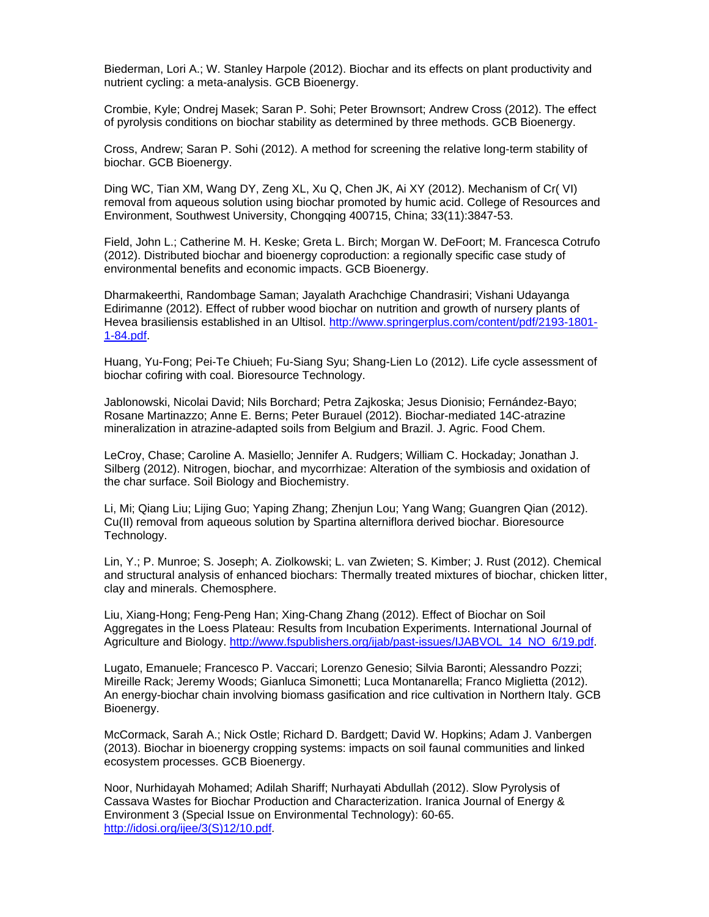Biederman, Lori A.; W. Stanley Harpole (2012). Biochar and its effects on plant productivity and nutrient cycling: a meta-analysis. GCB Bioenergy.

Crombie, Kyle; Ondrej Masek; Saran P. Sohi; Peter Brownsort; Andrew Cross (2012). The effect of pyrolysis conditions on biochar stability as determined by three methods. GCB Bioenergy.

Cross, Andrew; Saran P. Sohi (2012). A method for screening the relative long-term stability of biochar. GCB Bioenergy.

Ding WC, Tian XM, Wang DY, Zeng XL, Xu Q, Chen JK, Ai XY (2012). Mechanism of Cr( VI) removal from aqueous solution using biochar promoted by humic acid. College of Resources and Environment, Southwest University, Chongqing 400715, China; 33(11):3847-53.

Field, John L.; Catherine M. H. Keske; Greta L. Birch; Morgan W. DeFoort; M. Francesca Cotrufo (2012). Distributed biochar and bioenergy coproduction: a regionally specific case study of environmental benefits and economic impacts. GCB Bioenergy.

Dharmakeerthi, Randombage Saman; Jayalath Arachchige Chandrasiri; Vishani Udayanga Edirimanne (2012). Effect of rubber wood biochar on nutrition and growth of nursery plants of Hevea brasiliensis established in an Ultisol. http://www.springerplus.com/content/pdf/2193-1801-1-84.pdf.

Huang, Yu-Fong; Pei-Te Chiueh; Fu-Siang Syu; Shang-Lien Lo (2012). Life cycle assessment of biochar cofiring with coal. Bioresource Technology.

Jablonowski, Nicolai David; Nils Borchard; Petra Zajkoska; Jesus Dionisio; Fernández-Bayo; Rosane Martinazzo; Anne E. Berns; Peter Burauel (2012). Biochar-mediated 14C-atrazine mineralization in atrazine-adapted soils from Belgium and Brazil. J. Agric. Food Chem.

LeCroy, Chase; Caroline A. Masiello; Jennifer A. Rudgers; William C. Hockaday; Jonathan J. Silberg (2012). Nitrogen, biochar, and mycorrhizae: Alteration of the symbiosis and oxidation of the char surface. Soil Biology and Biochemistry.

Li, Mi; Qiang Liu; Lijing Guo; Yaping Zhang; Zhenjun Lou; Yang Wang; Guangren Qian (2012). Cu(II) removal from aqueous solution by Spartina alterniflora derived biochar. Bioresource Technology.

Lin, Y.; P. Munroe; S. Joseph; A. Ziolkowski; L. van Zwieten; S. Kimber; J. Rust (2012). Chemical and structural analysis of enhanced biochars: Thermally treated mixtures of biochar, chicken litter, clay and minerals. Chemosphere.

Liu, Xiang-Hong; Feng-Peng Han; Xing-Chang Zhang (2012). Effect of Biochar on Soil Aggregates in the Loess Plateau: Results from Incubation Experiments. International Journal of Agriculture and Biology. http://www.fspublishers.org/ijab/past-issues/IJABVOL_14_NO_6/19.pdf.

Lugato, Emanuele; Francesco P. Vaccari; Lorenzo Genesio; Silvia Baronti; Alessandro Pozzi; Mireille Rack; Jeremy Woods; Gianluca Simonetti; Luca Montanarella; Franco Miglietta (2012). An energy-biochar chain involving biomass gasification and rice cultivation in Northern Italy. GCB Bioenergy.

McCormack, Sarah A.; Nick Ostle; Richard D. Bardgett; David W. Hopkins; Adam J. Vanbergen (2013). Biochar in bioenergy cropping systems: impacts on soil faunal communities and linked ecosystem processes. GCB Bioenergy.

Noor, Nurhidayah Mohamed; Adilah Shariff; Nurhayati Abdullah (2012). Slow Pyrolysis of Cassava Wastes for Biochar Production and Characterization. Iranica Journal of Energy & Environment 3 (Special Issue on Environmental Technology): 60-65. http://idosi.org/ijee/3(S)12/10.pdf.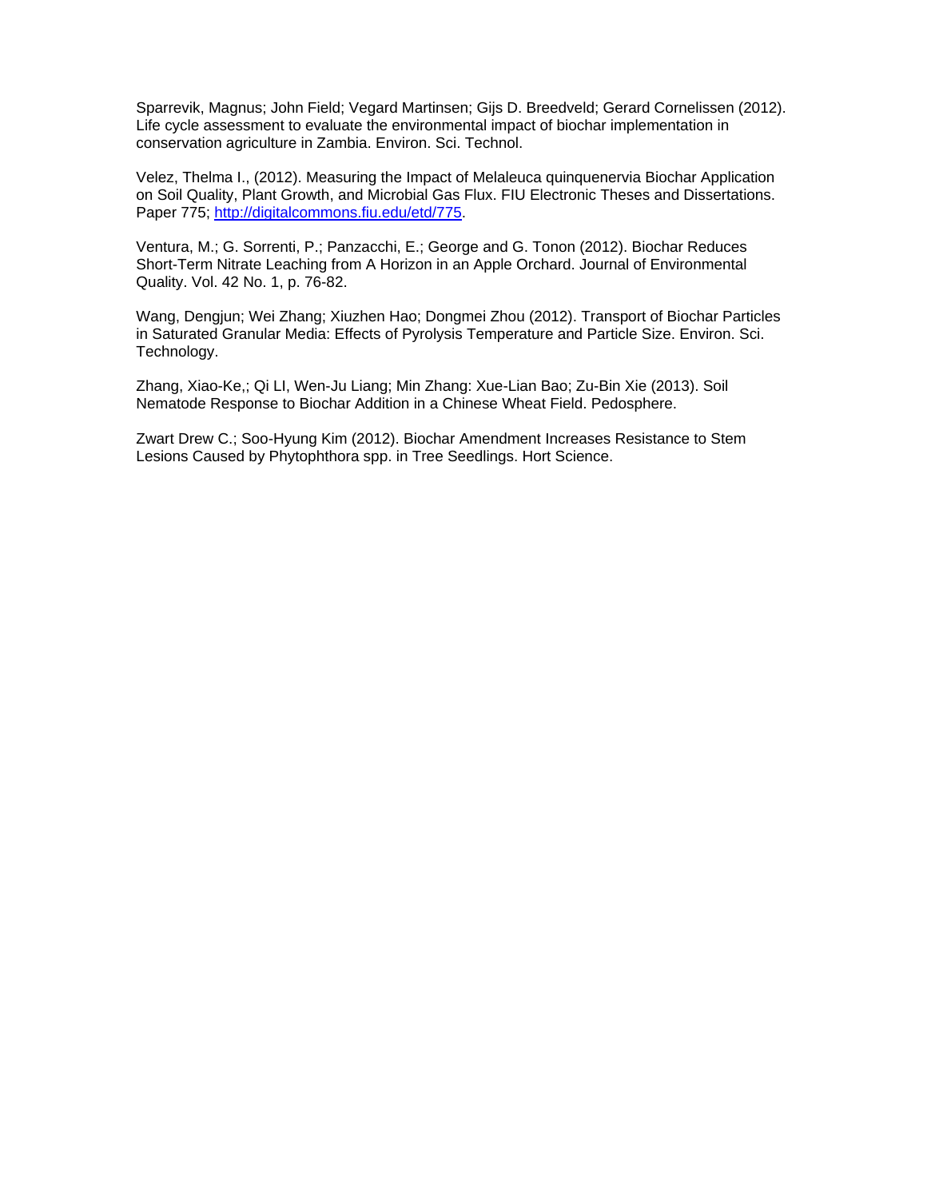Sparrevik, Magnus; John Field; Vegard Martinsen; Gijs D. Breedveld; Gerard Cornelissen (2012). Life cycle assessment to evaluate the environmental impact of biochar implementation in conservation agriculture in Zambia. Environ. Sci. Technol.

Velez, Thelma I., (2012). Measuring the Impact of Melaleuca quinquenervia Biochar Application on Soil Quality, Plant Growth, and Microbial Gas Flux. FIU Electronic Theses and Dissertations. Paper 775; http://digitalcommons.fiu.edu/etd/775.

Ventura, M.; G. Sorrenti, P.; Panzacchi, E.; George and G. Tonon (2012). Biochar Reduces Short-Term Nitrate Leaching from A Horizon in an Apple Orchard. Journal of Environmental Quality. Vol. 42 No. 1, p. 76-82.

Wang, Dengjun; Wei Zhang; Xiuzhen Hao; Dongmei Zhou (2012). Transport of Biochar Particles in Saturated Granular Media: Effects of Pyrolysis Temperature and Particle Size. Environ. Sci. Technology.

Zhang, Xiao-Ke,; Qi LI, Wen-Ju Liang; Min Zhang: Xue-Lian Bao; Zu-Bin Xie (2013). Soil Nematode Response to Biochar Addition in a Chinese Wheat Field. Pedosphere.

Zwart Drew C.; Soo-Hyung Kim (2012). Biochar Amendment Increases Resistance to Stem Lesions Caused by Phytophthora spp. in Tree Seedlings. Hort Science.